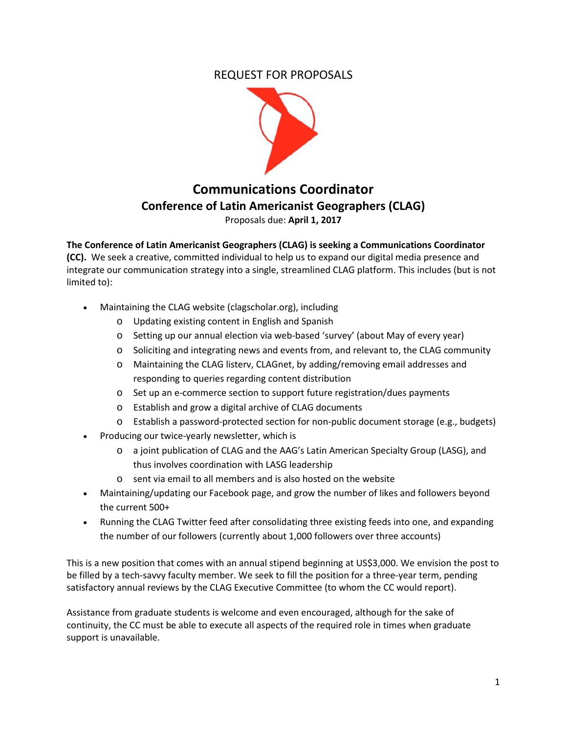REQUEST FOR PROPOSALS

# Communications Coordinator

## Conference of Latin Americanist Geographers (CLAG)

Proposals due: **April 1, 2017**

**The Conference of Latin Americanist Geographers (CLAG) is seeking a Communications Coordinator (CC).** We seek a creative, committed individual to help us to expand our digital media presence and integrate our communication strategy into a single, streamlined CLAG platform. This includes (but is not limited to):

- Maintaining the CLAG website (clagscholar.org), including
  - Updating existing content in English and Spanish
  - Setting up our annual election via web-based 'survey' (about May of every year)
  - Soliciting and integrating news and events from, and relevant to, the CLAG community
  - Maintaining the CLAG listerv, CLAGnet, by adding/removing email addresses and responding to queries regarding content distribution
  - Set up an e-commerce section to support future registration/dues payments
  - Establish and grow a digital archive of CLAG documents
  - Establish a password-protected section for non-public document storage (e.g., budgets)
- Producing our twice-yearly newsletter, which is
  - a joint publication of CLAG and the AAG's Latin American Specialty Group (LASG), and thus involves coordination with LASG leadership
  - sent via email to all members and is also hosted on the website
- Maintaining/updating our Facebook page, and grow the number of likes and followers beyond the current 500+
- Running the CLAG Twitter feed after consolidating three existing feeds into one, and expanding the number of our followers (currently about 1,000 followers over three accounts)

This is a new position that comes with an annual stipend beginning at US$3,000. We envision the post to be filled by a tech-savvy faculty member. We seek to fill the position for a three-year term, pending satisfactory annual reviews by the CLAG Executive Committee (to whom the CC would report).

Assistance from graduate students is welcome and even encouraged, although for the sake of continuity, the CC must be able to execute all aspects of the required role in times when graduate support is unavailable.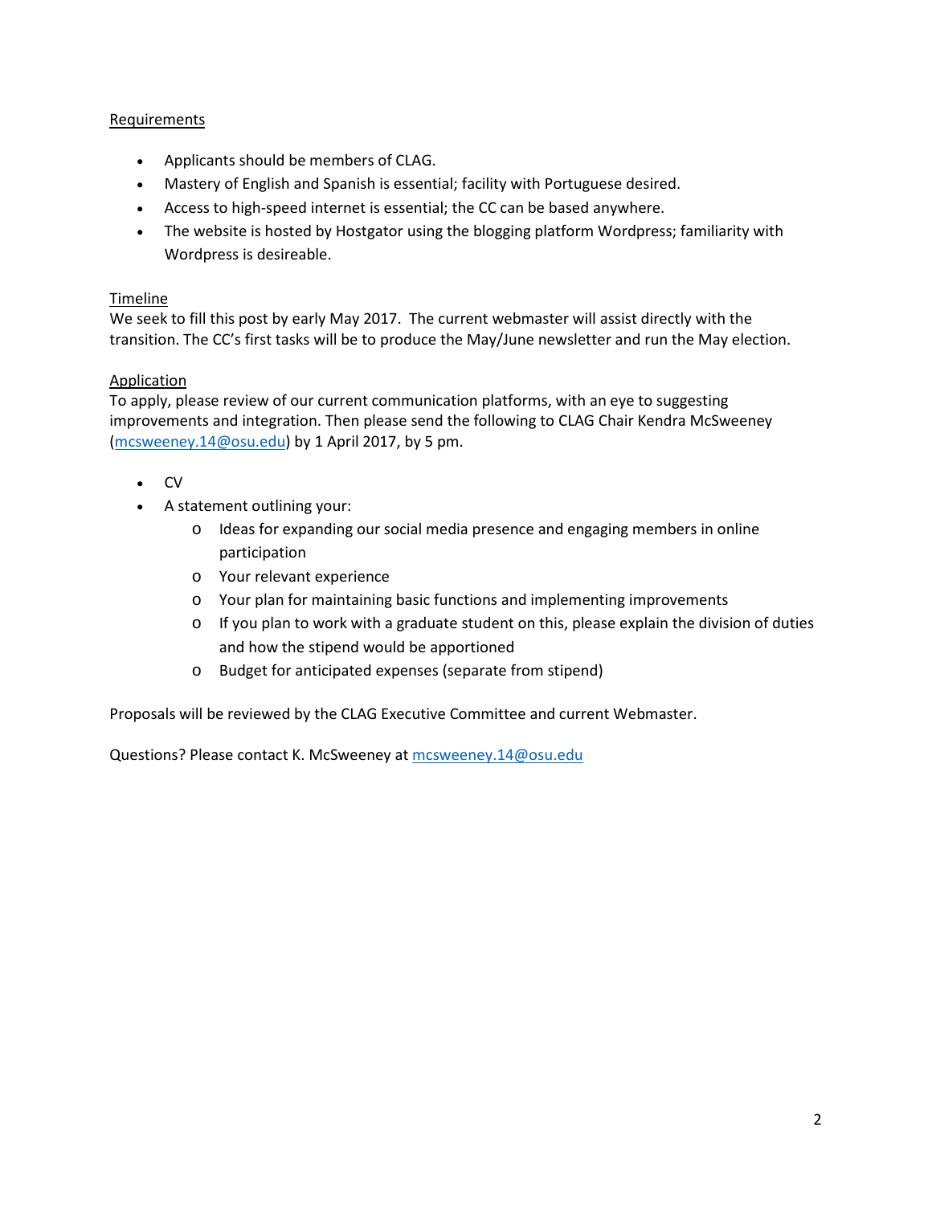## Requirements

- Applicants should be members of CLAG.
- Mastery of English and Spanish is essential; facility with Portuguese desired.
- Access to high-speed internet is essential; the CC can be based anywhere.
- The website is hosted by Hostgator using the blogging platform Wordpress; familiarity with Wordpress is desireable.

## Timeline

We seek to fill this post by early May 2017. The current webmaster will assist directly with the transition. The CC's first tasks will be to produce the May/June newsletter and run the May election.

## Application

To apply, please review of our current communication platforms, with an eye to suggesting improvements and integration. Then please send the following to CLAG Chair Kendra McSweeney (mcsweeney.14@osu.edu) by 1 April 2017, by 5 pm.

- CV
- A statement outlining your:
  - Ideas for expanding our social media presence and engaging members in online participation
  - Your relevant experience
  - Your plan for maintaining basic functions and implementing improvements
  - If you plan to work with a graduate student on this, please explain the division of duties and how the stipend would be apportioned
  - Budget for anticipated expenses (separate from stipend)

Proposals will be reviewed by the CLAG Executive Committee and current Webmaster.

Questions? Please contact K. McSweeney at mcsweeney.14@osu.edu